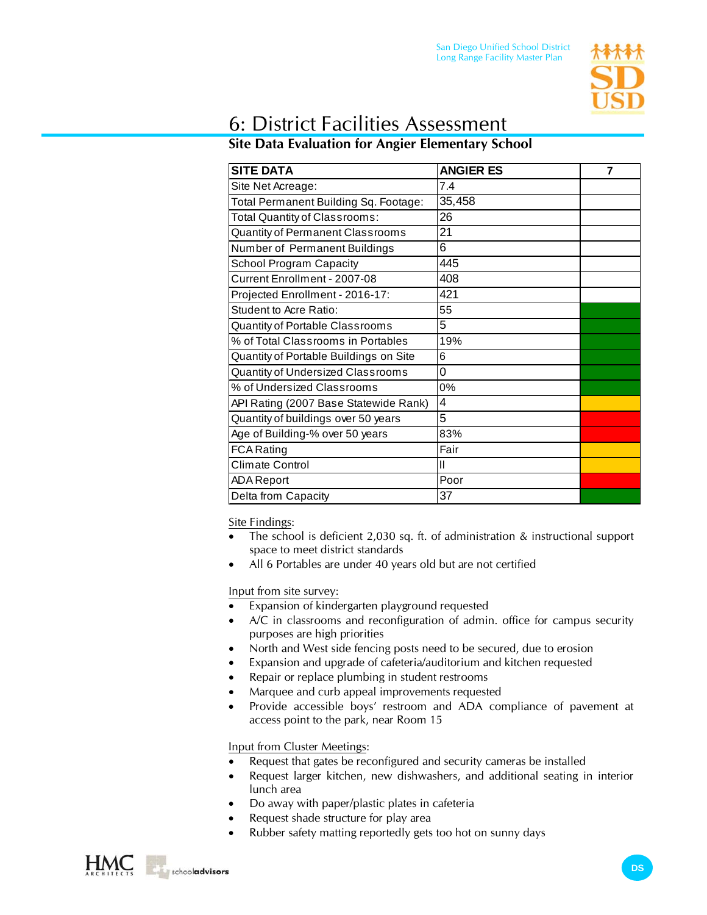# 6: District Facilities Assessment

## Site Data Evaluation for Angier Elementary School

| SITE DATA | ANGIER ES | 7 |
|---|---|---|
| Site Net Acreage: | 7.4 | |
| Total Permanent Building Sq. Footage: | 35,458 | |
| Total Quantity of Classrooms: | 26 | |
| Quantity of Permanent Classrooms | 21 | |
| Number of Permanent Buildings | 6 | |
| School Program Capacity | 445 | |
| Current Enrollment - 2007-08 | 408 | |
| Projected Enrollment - 2016-17: | 421 | |
| Student to Acre Ratio: | 55 | |
| Quantity of Portable Classrooms | 5 | |
| % of Total Classrooms in Portables | 19% | |
| Quantity of Portable Buildings on Site | 6 | |
| Quantity of Undersized Classrooms | 0 | |
| % of Undersized Classrooms | 0% | |
| API Rating (2007 Base Statewide Rank) | 4 | |
| Quantity of buildings over 50 years | 5 | |
| Age of Building-% over 50 years | 83% | |
| FCA Rating | Fair | |
| Climate Control | II | |
| ADA Report | Poor | |
| Delta from Capacity | 37 | |

Site Findings:

- The school is deficient 2,030 sq. ft. of administration & instructional support space to meet district standards
- All 6 Portables are under 40 years old but are not certified

Input from site survey:

- Expansion of kindergarten playground requested
- A/C in classrooms and reconfiguration of admin. office for campus security purposes are high priorities
- North and West side fencing posts need to be secured, due to erosion
- Expansion and upgrade of cafeteria/auditorium and kitchen requested
- Repair or replace plumbing in student restrooms
- Marquee and curb appeal improvements requested
- Provide accessible boys' restroom and ADA compliance of pavement at access point to the park, near Room 15

Input from Cluster Meetings:

- Request that gates be reconfigured and security cameras be installed
- Request larger kitchen, new dishwashers, and additional seating in interior lunch area
- Do away with paper/plastic plates in cafeteria
- Request shade structure for play area
- Rubber safety matting reportedly gets too hot on sunny days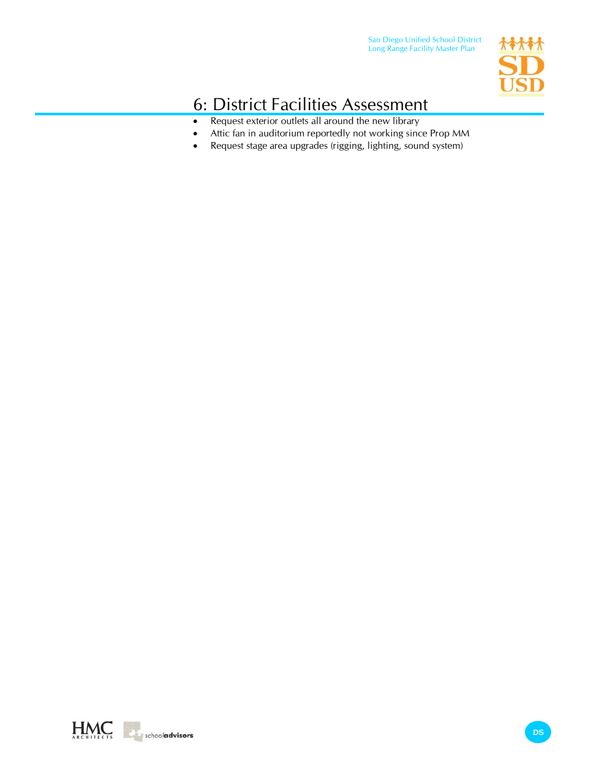# 6: District Facilities Assessment

- Request exterior outlets all around the new library
- Attic fan in auditorium reportedly not working since Prop MM
- Request stage area upgrades (rigging, lighting, sound system)